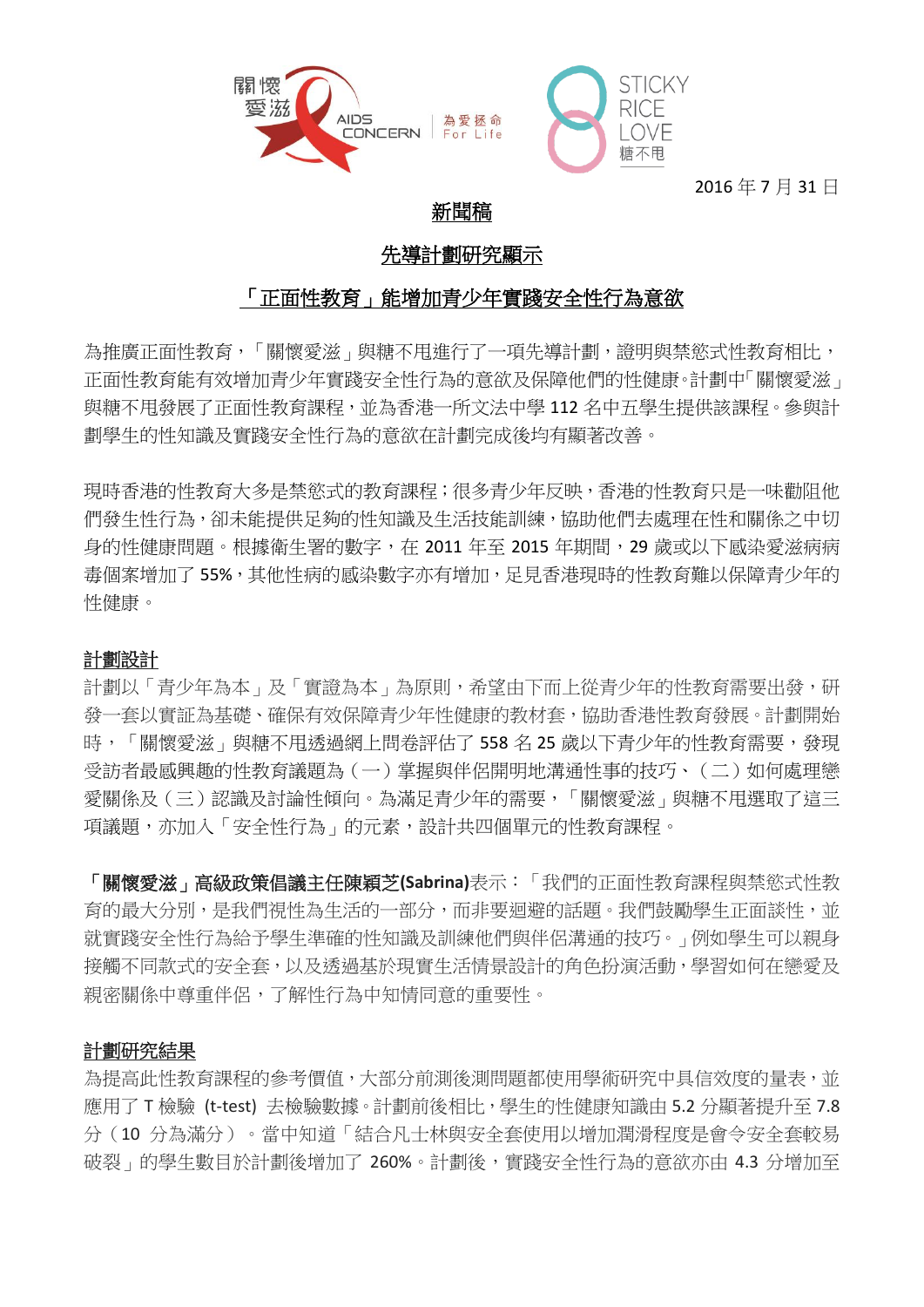關懷愛滋 AIDS CONCERN 為愛拯命 For Life

STICKY RICE LOVE 糖不甩

2016 年 7 月 31 日

# 新聞稿

## 先導計劃研究顯示

## 「正面性教育」能增加青少年實踐安全性行為意欲

為推廣正面性教育，「關懷愛滋」與糖不甩進行了一項先導計劃，證明與禁慾式性教育相比，正面性教育能有效增加青少年實踐安全性行為的意欲及保障他們的性健康。計劃中「關懷愛滋」與糖不甩發展了正面性教育課程，並為香港一所文法中學 112 名中五學生提供該課程。參與計劃學生的性知識及實踐安全性行為的意欲在計劃完成後均有顯著改善。

現時香港的性教育大多是禁慾式的教育課程；很多青少年反映，香港的性教育只是一味勸阻他們發生性行為，卻未能提供足夠的性知識及生活技能訓練，協助他們去處理在性和關係之中切身的性健康問題。根據衞生署的數字，在 2011 年至 2015 年期間，29 歲或以下感染愛滋病病毒個案增加了 55%，其他性病的感染數字亦有增加，足見香港現時的性教育難以保障青少年的性健康。

### 計劃設計

計劃以「青少年為本」及「實證為本」為原則，希望由下而上從青少年的性教育需要出發，研發一套以實証為基礎、確保有效保障青少年性健康的教材套，協助香港性教育發展。計劃開始時，「關懷愛滋」與糖不甩透過網上問卷評估了 558 名 25 歲以下青少年的性教育需要，發現受訪者最感興趣的性教育議題為（一）掌握與伴侶開明地溝通性事的技巧、（二）如何處理戀愛關係及（三）認識及討論性傾向。為滿足青少年的需要，「關懷愛滋」與糖不甩選取了這三項議題，亦加入「安全性行為」的元素，設計共四個單元的性教育課程。

**「關懷愛滋」高級政策倡議主任陳穎芝(Sabrina)**表示：「我們的正面性教育課程與禁慾式性教育的最大分別，是我們視性為生活的一部分，而非要迴避的話題。我們鼓勵學生正面談性，並就實踐安全性行為給予學生準確的性知識及訓練他們與伴侶溝通的技巧。」例如學生可以親身接觸不同款式的安全套，以及透過基於現實生活情景設計的角色扮演活動，學習如何在戀愛及親密關係中尊重伴侶，了解性行為中知情同意的重要性。

### 計劃研究結果

為提高此性教育課程的參考價值，大部分前測後測問題都使用學術研究中具信效度的量表，並應用了 T 檢驗 (t-test) 去檢驗數據。計劃前後相比，學生的性健康知識由 5.2 分顯著提升至 7.8 分（10 分為滿分）。當中知道「結合凡士林與安全套使用以增加潤滑程度是會令安全套較易破裂」的學生數目於計劃後增加了 260%。計劃後，實踐安全性行為的意欲亦由 4.3 分增加至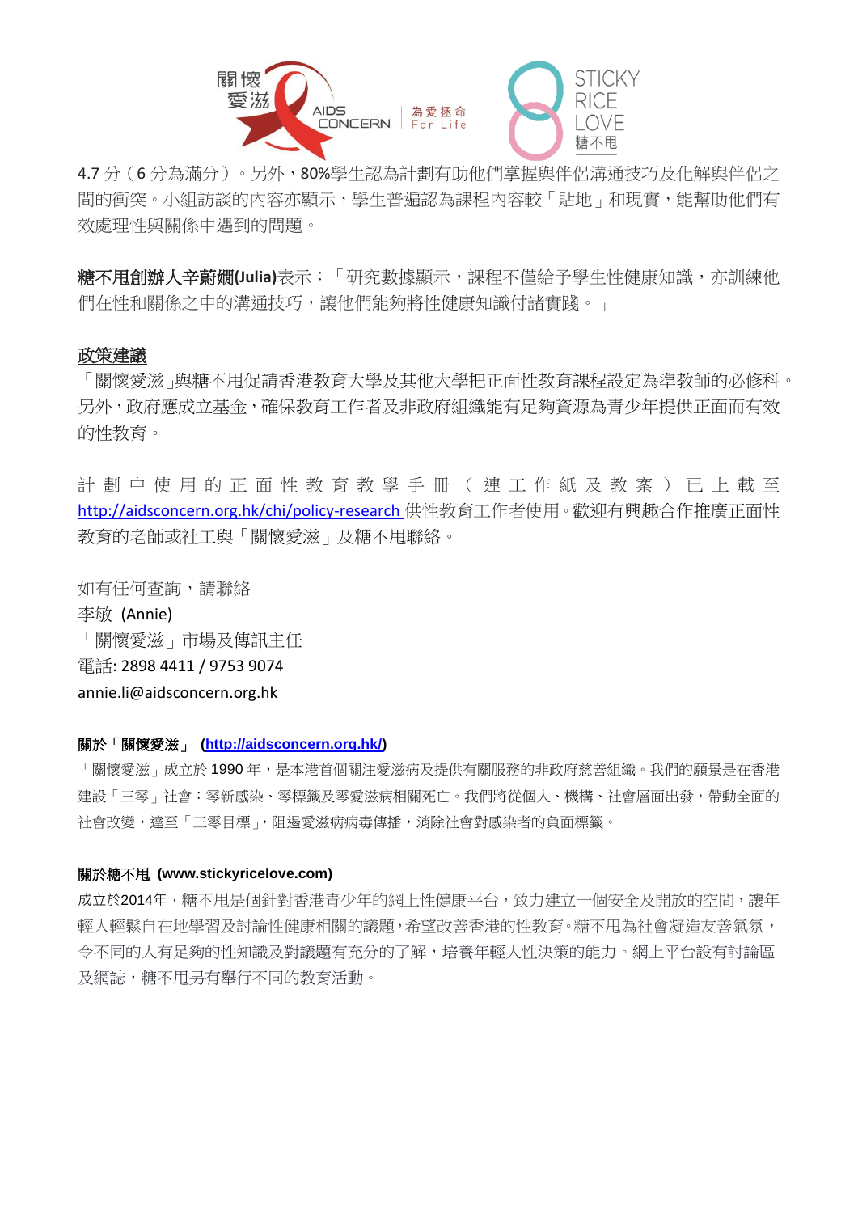4.7 分（6 分為滿分）。另外，80%學生認為計劃有助他們掌握與伴侶溝通技巧及化解與伴侶之間的衝突。小組訪談的內容亦顯示，學生普遍認為課程內容較「貼地」和現實，能幫助他們有效處理性與關係中遇到的問題。

**糖不甩創辦人辛蔚嫻(Julia)**表示：「研究數據顯示，課程不僅給予學生性健康知識，亦訓練他們在性和關係之中的溝通技巧，讓他們能夠將性健康知識付諸實踐。」

## 政策建議

「關懷愛滋」與糖不甩促請香港教育大學及其他大學把正面性教育課程設定為準教師的必修科。另外，政府應成立基金，確保教育工作者及非政府組織能有足夠資源為青少年提供正面而有效的性教育。

計劃中使用的正面性教育教學手冊（連工作紙及教案）已上載至 http://aidsconcern.org.hk/chi/policy-research 供性教育工作者使用。歡迎有興趣合作推廣正面性教育的老師或社工與「關懷愛滋」及糖不甩聯絡。

如有任何查詢，請聯絡
李敏 (Annie)
「關懷愛滋」市場及傳訊主任
電話: 2898 4411 / 9753 9074
annie.li@aidsconcern.org.hk

**關於「關懷愛滋」 (http://aidsconcern.org.hk/)**

「關懷愛滋」成立於 1990 年，是本港首個關注愛滋病及提供有關服務的非政府慈善組織。我們的願景是在香港建設「三零」社會：零新感染、零標籤及零愛滋病相關死亡。我們將從個人、機構、社會層面出發，帶動全面的社會改變，達至「三零目標」，阻遏愛滋病病毒傳播，消除社會對感染者的負面標籤。

**關於糖不甩 (www.stickyricelove.com)**

成立於2014年，糖不甩是個針對香港青少年的網上性健康平台，致力建立一個安全及開放的空間，讓年輕人輕鬆自在地學習及討論性健康相關的議題，希望改善香港的性教育。糖不甩為社會凝造友善氣氛，令不同的人有足夠的性知識及對議題有充分的了解，培養年輕人性決策的能力。網上平台設有討論區及網誌，糖不甩另有舉行不同的教育活動。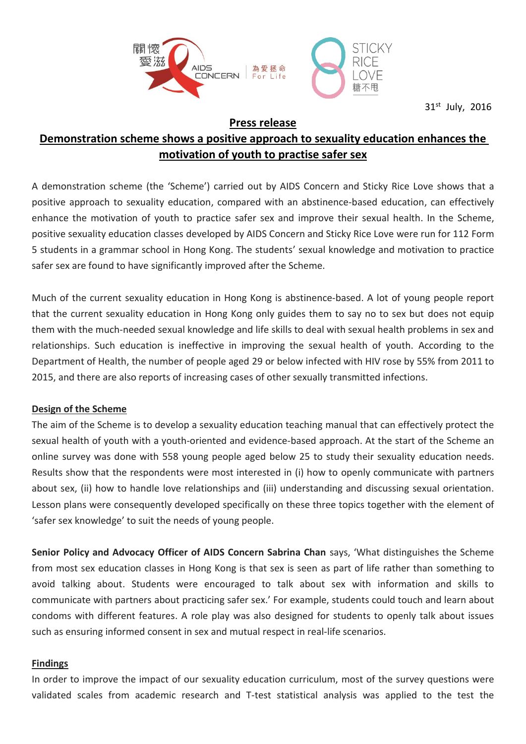關懷愛滋 AIDS CONCERN 為愛拯命 For Life

STICKY RICE LOVE 糖不甩

31st July, 2016

## Press release

## Demonstration scheme shows a positive approach to sexuality education enhances the motivation of youth to practise safer sex

A demonstration scheme (the 'Scheme') carried out by AIDS Concern and Sticky Rice Love shows that a positive approach to sexuality education, compared with an abstinence-based education, can effectively enhance the motivation of youth to practice safer sex and improve their sexual health. In the Scheme, positive sexuality education classes developed by AIDS Concern and Sticky Rice Love were run for 112 Form 5 students in a grammar school in Hong Kong. The students' sexual knowledge and motivation to practice safer sex are found to have significantly improved after the Scheme.

Much of the current sexuality education in Hong Kong is abstinence-based. A lot of young people report that the current sexuality education in Hong Kong only guides them to say no to sex but does not equip them with the much-needed sexual knowledge and life skills to deal with sexual health problems in sex and relationships. Such education is ineffective in improving the sexual health of youth. According to the Department of Health, the number of people aged 29 or below infected with HIV rose by 55% from 2011 to 2015, and there are also reports of increasing cases of other sexually transmitted infections.

### Design of the Scheme

The aim of the Scheme is to develop a sexuality education teaching manual that can effectively protect the sexual health of youth with a youth-oriented and evidence-based approach. At the start of the Scheme an online survey was done with 558 young people aged below 25 to study their sexuality education needs. Results show that the respondents were most interested in (i) how to openly communicate with partners about sex, (ii) how to handle love relationships and (iii) understanding and discussing sexual orientation. Lesson plans were consequently developed specifically on these three topics together with the element of 'safer sex knowledge' to suit the needs of young people.

**Senior Policy and Advocacy Officer of AIDS Concern Sabrina Chan** says, 'What distinguishes the Scheme from most sex education classes in Hong Kong is that sex is seen as part of life rather than something to avoid talking about. Students were encouraged to talk about sex with information and skills to communicate with partners about practicing safer sex.' For example, students could touch and learn about condoms with different features. A role play was also designed for students to openly talk about issues such as ensuring informed consent in sex and mutual respect in real-life scenarios.

### Findings

In order to improve the impact of our sexuality education curriculum, most of the survey questions were validated scales from academic research and T-test statistical analysis was applied to the test the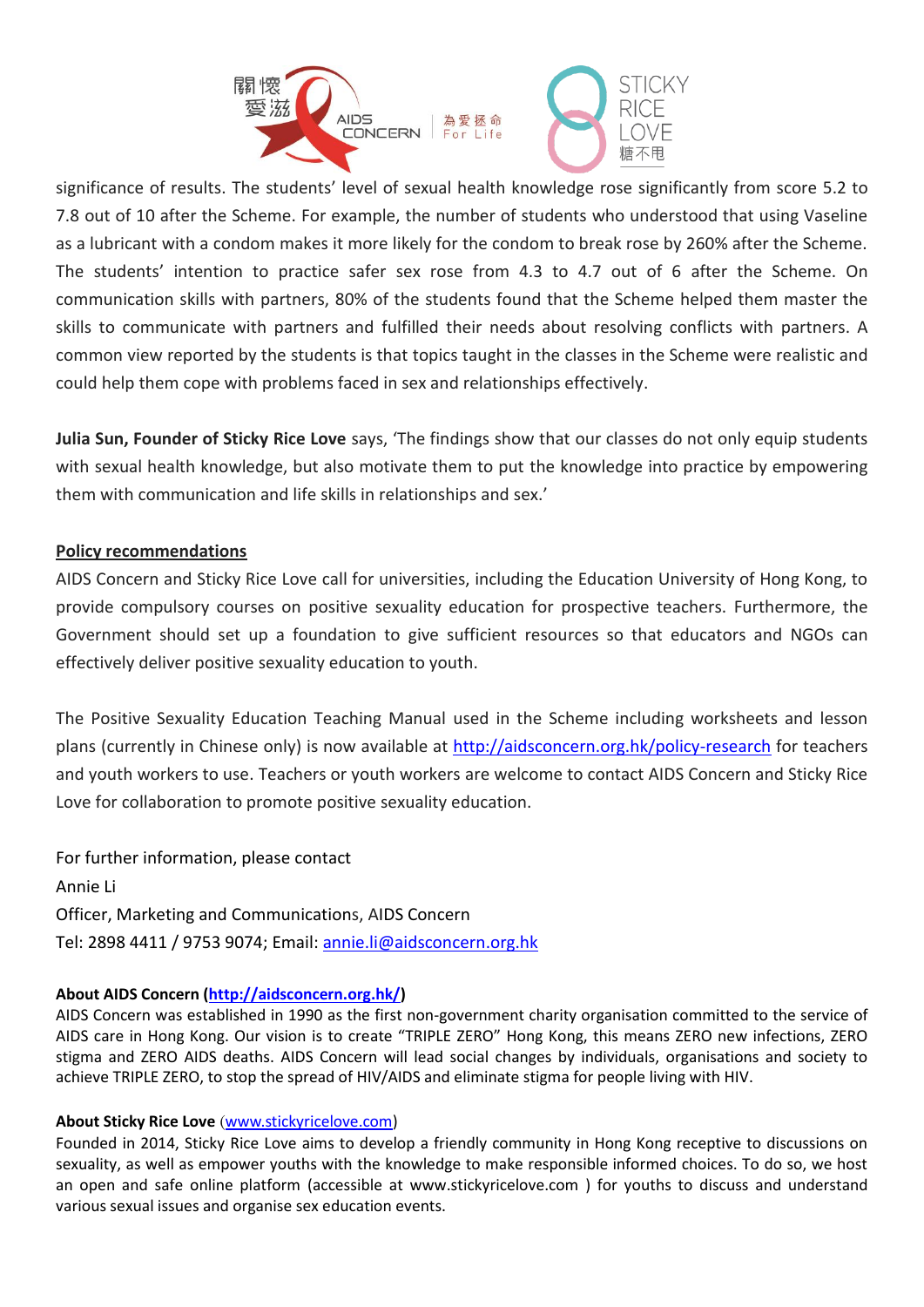significance of results. The students' level of sexual health knowledge rose significantly from score 5.2 to 7.8 out of 10 after the Scheme. For example, the number of students who understood that using Vaseline as a lubricant with a condom makes it more likely for the condom to break rose by 260% after the Scheme. The students' intention to practice safer sex rose from 4.3 to 4.7 out of 6 after the Scheme. On communication skills with partners, 80% of the students found that the Scheme helped them master the skills to communicate with partners and fulfilled their needs about resolving conflicts with partners. A common view reported by the students is that topics taught in the classes in the Scheme were realistic and could help them cope with problems faced in sex and relationships effectively.

**Julia Sun, Founder of Sticky Rice Love** says, 'The findings show that our classes do not only equip students with sexual health knowledge, but also motivate them to put the knowledge into practice by empowering them with communication and life skills in relationships and sex.'

**Policy recommendations**

AIDS Concern and Sticky Rice Love call for universities, including the Education University of Hong Kong, to provide compulsory courses on positive sexuality education for prospective teachers. Furthermore, the Government should set up a foundation to give sufficient resources so that educators and NGOs can effectively deliver positive sexuality education to youth.

The Positive Sexuality Education Teaching Manual used in the Scheme including worksheets and lesson plans (currently in Chinese only) is now available at http://aidsconcern.org.hk/policy-research for teachers and youth workers to use. Teachers or youth workers are welcome to contact AIDS Concern and Sticky Rice Love for collaboration to promote positive sexuality education.

For further information, please contact
Annie Li
Officer, Marketing and Communications, AIDS Concern
Tel: 2898 4411 / 9753 9074; Email: annie.li@aidsconcern.org.hk

**About AIDS Concern (http://aidsconcern.org.hk/)**

AIDS Concern was established in 1990 as the first non-government charity organisation committed to the service of AIDS care in Hong Kong. Our vision is to create "TRIPLE ZERO" Hong Kong, this means ZERO new infections, ZERO stigma and ZERO AIDS deaths. AIDS Concern will lead social changes by individuals, organisations and society to achieve TRIPLE ZERO, to stop the spread of HIV/AIDS and eliminate stigma for people living with HIV.

**About Sticky Rice Love** (www.stickyricelove.com)

Founded in 2014, Sticky Rice Love aims to develop a friendly community in Hong Kong receptive to discussions on sexuality, as well as empower youths with the knowledge to make responsible informed choices. To do so, we host an open and safe online platform (accessible at www.stickyricelove.com ) for youths to discuss and understand various sexual issues and organise sex education events.